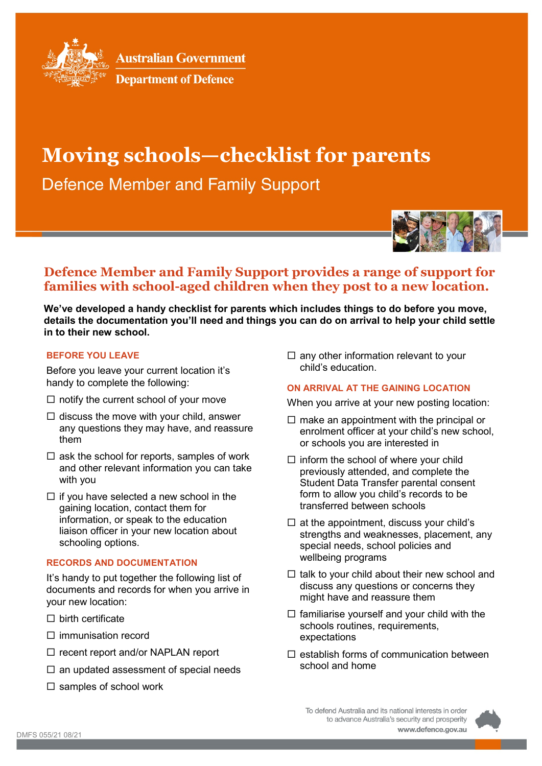Australian Government

Department of Defence

# Moving schools—checklist for parents

Defence Member and Family Support

## Defence Member and Family Support provides a range of support for families with school-aged children when they post to a new location.

**We've developed a handy checklist for parents which includes things to do before you move, details the documentation you'll need and things you can do on arrival to help your child settle in to their new school.**

### BEFORE YOU LEAVE

Before you leave your current location it's handy to complete the following:

- ☐ notify the current school of your move
- ☐ discuss the move with your child, answer any questions they may have, and reassure them
- ☐ ask the school for reports, samples of work and other relevant information you can take with you
- ☐ if you have selected a new school in the gaining location, contact them for information, or speak to the education liaison officer in your new location about schooling options.

### RECORDS AND DOCUMENTATION

It's handy to put together the following list of documents and records for when you arrive in your new location:

- ☐ birth certificate
- ☐ immunisation record
- ☐ recent report and/or NAPLAN report
- ☐ an updated assessment of special needs
- ☐ samples of school work
- ☐ any other information relevant to your child's education.

### ON ARRIVAL AT THE GAINING LOCATION

When you arrive at your new posting location:

- ☐ make an appointment with the principal or enrolment officer at your child's new school, or schools you are interested in
- ☐ inform the school of where your child previously attended, and complete the Student Data Transfer parental consent form to allow you child's records to be transferred between schools
- ☐ at the appointment, discuss your child's strengths and weaknesses, placement, any special needs, school policies and wellbeing programs
- ☐ talk to your child about their new school and discuss any questions or concerns they might have and reassure them
- ☐ familiarise yourself and your child with the schools routines, requirements, expectations
- ☐ establish forms of communication between school and home

To defend Australia and its national interests in order to advance Australia's security and prosperity

www.defence.gov.au

DMFS 055/21 08/21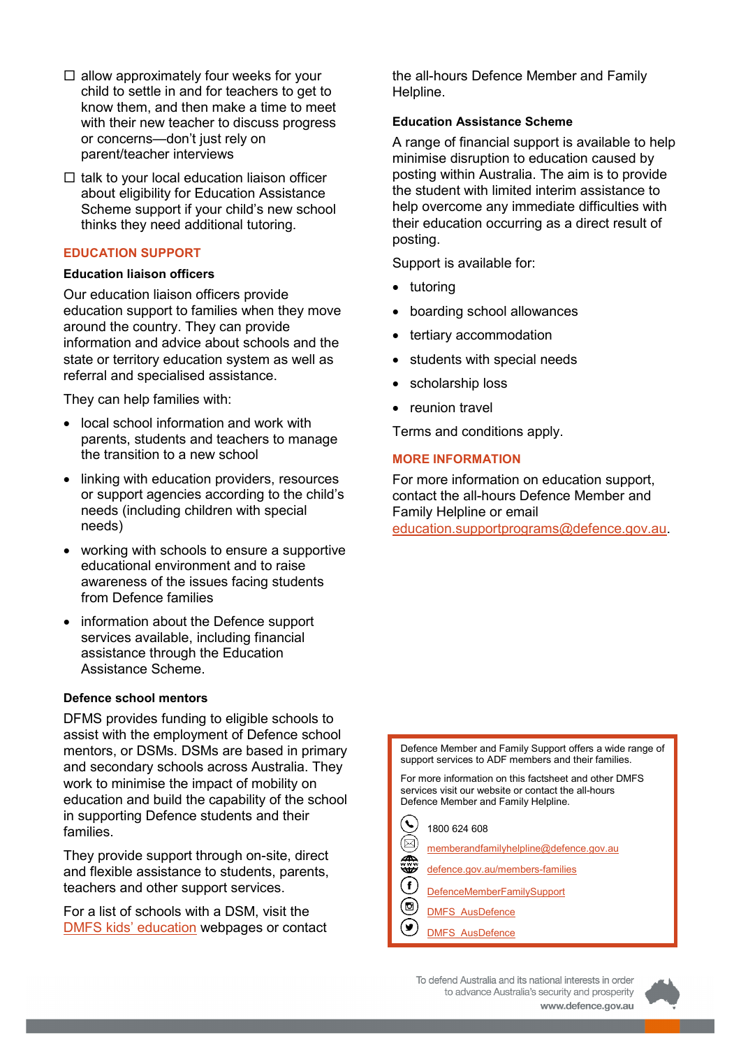☐ allow approximately four weeks for your child to settle in and for teachers to get to know them, and then make a time to meet with their new teacher to discuss progress or concerns—don't just rely on parent/teacher interviews

☐ talk to your local education liaison officer about eligibility for Education Assistance Scheme support if your child's new school thinks they need additional tutoring.

## EDUCATION SUPPORT

### Education liaison officers

Our education liaison officers provide education support to families when they move around the country. They can provide information and advice about schools and the state or territory education system as well as referral and specialised assistance.

They can help families with:

- local school information and work with parents, students and teachers to manage the transition to a new school
- linking with education providers, resources or support agencies according to the child's needs (including children with special needs)
- working with schools to ensure a supportive educational environment and to raise awareness of the issues facing students from Defence families
- information about the Defence support services available, including financial assistance through the Education Assistance Scheme.

### Defence school mentors

DFMS provides funding to eligible schools to assist with the employment of Defence school mentors, or DSMs. DSMs are based in primary and secondary schools across Australia. They work to minimise the impact of mobility on education and build the capability of the school in supporting Defence students and their families.

They provide support through on-site, direct and flexible assistance to students, parents, teachers and other support services.

For a list of schools with a DSM, visit the DMFS kids' education webpages or contact the all-hours Defence Member and Family Helpline.

### Education Assistance Scheme

A range of financial support is available to help minimise disruption to education caused by posting within Australia. The aim is to provide the student with limited interim assistance to help overcome any immediate difficulties with their education occurring as a direct result of posting.

Support is available for:

- tutoring
- boarding school allowances
- tertiary accommodation
- students with special needs
- scholarship loss
- reunion travel

Terms and conditions apply.

## MORE INFORMATION

For more information on education support, contact the all-hours Defence Member and Family Helpline or email education.supportprograms@defence.gov.au.

Defence Member and Family Support offers a wide range of support services to ADF members and their families.

For more information on this factsheet and other DMFS services visit our website or contact the all-hours Defence Member and Family Helpline.

- 1800 624 608
- memberandfamilyhelpline@defence.gov.au
- defence.gov.au/members-families
- DefenceMemberFamilySupport
- DMFS_AusDefence
- DMFS_AusDefence